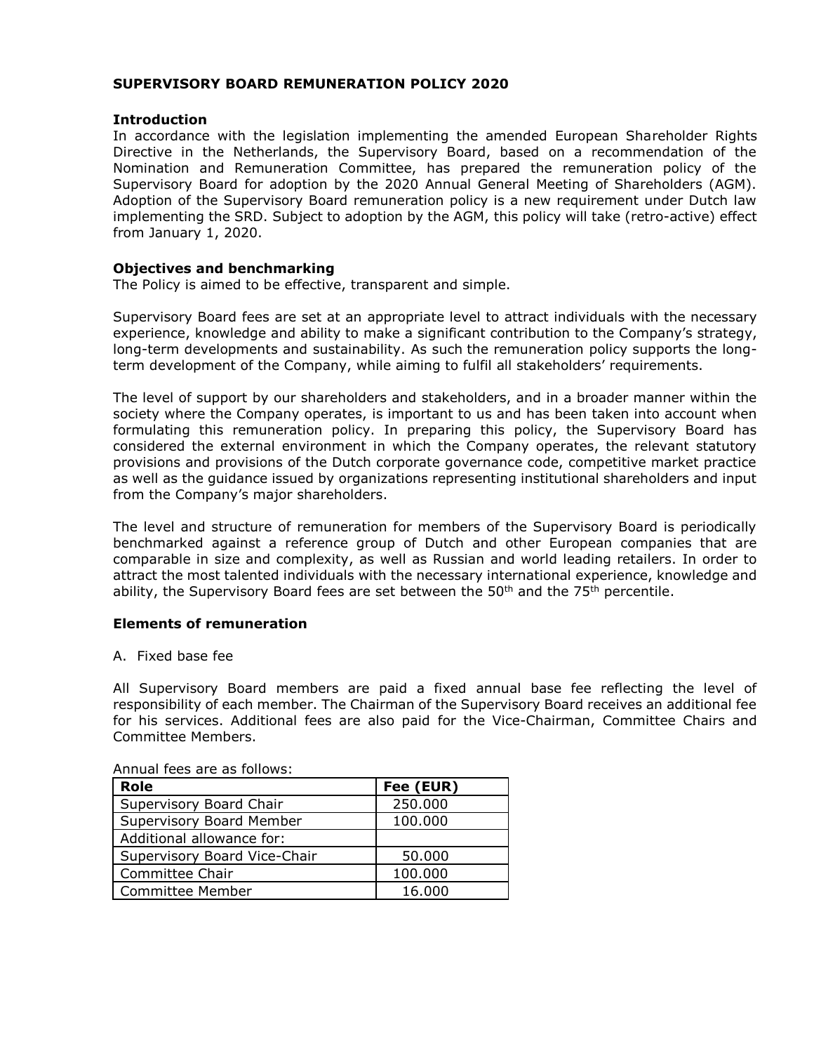# SUPERVISORY BOARD REMUNERATION POLICY 2020

## Introduction

In accordance with the legislation implementing the amended European Shareholder Rights Directive in the Netherlands, the Supervisory Board, based on a recommendation of the Nomination and Remuneration Committee, has prepared the remuneration policy of the Supervisory Board for adoption by the 2020 Annual General Meeting of Shareholders (AGM). Adoption of the Supervisory Board remuneration policy is a new requirement under Dutch law implementing the SRD. Subject to adoption by the AGM, this policy will take (retro-active) effect from January 1, 2020.

## Objectives and benchmarking

The Policy is aimed to be effective, transparent and simple.

Supervisory Board fees are set at an appropriate level to attract individuals with the necessary experience, knowledge and ability to make a significant contribution to the Company's strategy, long-term developments and sustainability. As such the remuneration policy supports the long-term development of the Company, while aiming to fulfil all stakeholders' requirements.

The level of support by our shareholders and stakeholders, and in a broader manner within the society where the Company operates, is important to us and has been taken into account when formulating this remuneration policy. In preparing this policy, the Supervisory Board has considered the external environment in which the Company operates, the relevant statutory provisions and provisions of the Dutch corporate governance code, competitive market practice as well as the guidance issued by organizations representing institutional shareholders and input from the Company's major shareholders.

The level and structure of remuneration for members of the Supervisory Board is periodically benchmarked against a reference group of Dutch and other European companies that are comparable in size and complexity, as well as Russian and world leading retailers. In order to attract the most talented individuals with the necessary international experience, knowledge and ability, the Supervisory Board fees are set between the 50th and the 75th percentile.

## Elements of remuneration

A. Fixed base fee

All Supervisory Board members are paid a fixed annual base fee reflecting the level of responsibility of each member. The Chairman of the Supervisory Board receives an additional fee for his services. Additional fees are also paid for the Vice-Chairman, Committee Chairs and Committee Members.

Annual fees are as follows:

| Role | Fee (EUR) |
|---|---|
| Supervisory Board Chair | 250.000 |
| Supervisory Board Member | 100.000 |
| Additional allowance for: | |
| Supervisory Board Vice-Chair | 50.000 |
| Committee Chair | 100.000 |
| Committee Member | 16.000 |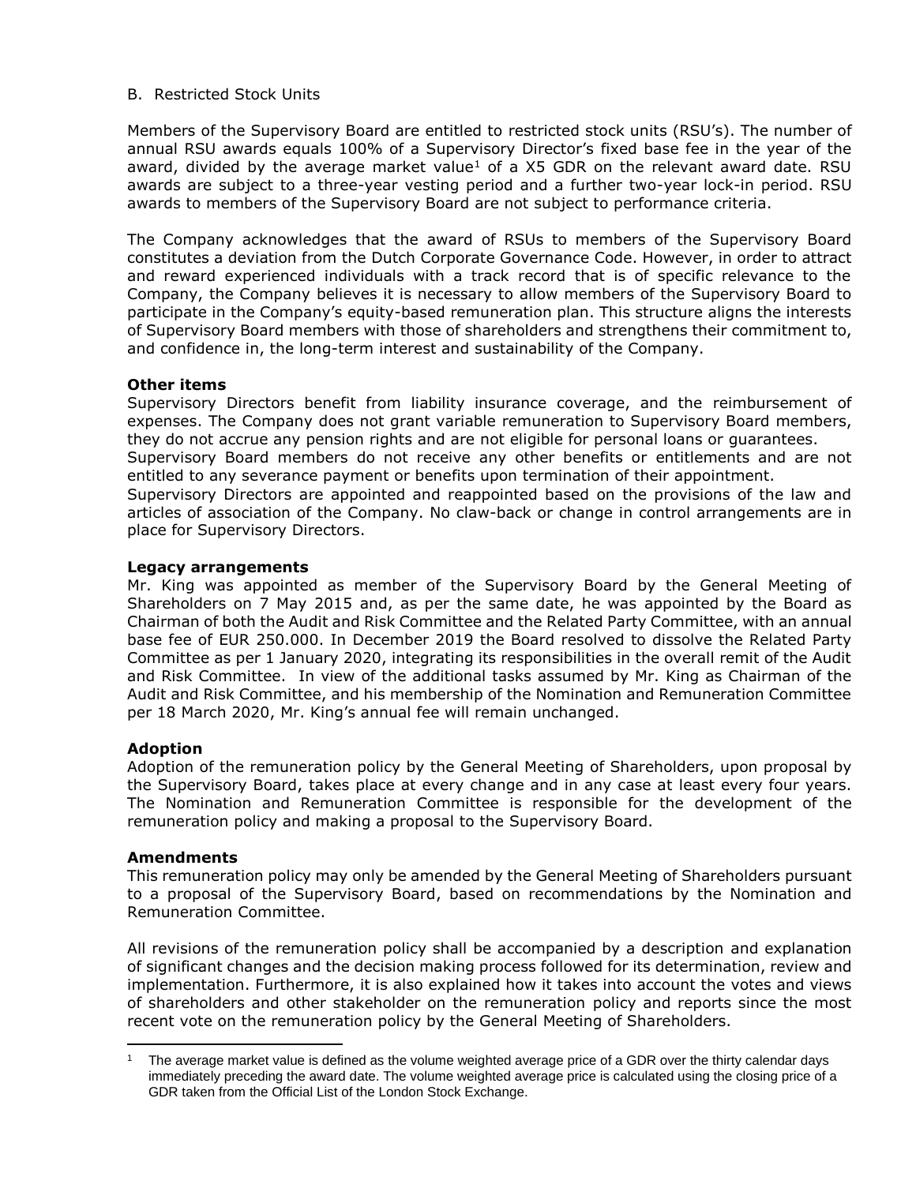B. Restricted Stock Units

Members of the Supervisory Board are entitled to restricted stock units (RSU's). The number of annual RSU awards equals 100% of a Supervisory Director's fixed base fee in the year of the award, divided by the average market value[1] of a X5 GDR on the relevant award date. RSU awards are subject to a three-year vesting period and a further two-year lock-in period. RSU awards to members of the Supervisory Board are not subject to performance criteria.

The Company acknowledges that the award of RSUs to members of the Supervisory Board constitutes a deviation from the Dutch Corporate Governance Code. However, in order to attract and reward experienced individuals with a track record that is of specific relevance to the Company, the Company believes it is necessary to allow members of the Supervisory Board to participate in the Company's equity-based remuneration plan. This structure aligns the interests of Supervisory Board members with those of shareholders and strengthens their commitment to, and confidence in, the long-term interest and sustainability of the Company.

**Other items**

Supervisory Directors benefit from liability insurance coverage, and the reimbursement of expenses. The Company does not grant variable remuneration to Supervisory Board members, they do not accrue any pension rights and are not eligible for personal loans or guarantees.
Supervisory Board members do not receive any other benefits or entitlements and are not entitled to any severance payment or benefits upon termination of their appointment.
Supervisory Directors are appointed and reappointed based on the provisions of the law and articles of association of the Company. No claw-back or change in control arrangements are in place for Supervisory Directors.

**Legacy arrangements**

Mr. King was appointed as member of the Supervisory Board by the General Meeting of Shareholders on 7 May 2015 and, as per the same date, he was appointed by the Board as Chairman of both the Audit and Risk Committee and the Related Party Committee, with an annual base fee of EUR 250.000. In December 2019 the Board resolved to dissolve the Related Party Committee as per 1 January 2020, integrating its responsibilities in the overall remit of the Audit and Risk Committee. In view of the additional tasks assumed by Mr. King as Chairman of the Audit and Risk Committee, and his membership of the Nomination and Remuneration Committee per 18 March 2020, Mr. King's annual fee will remain unchanged.

**Adoption**

Adoption of the remuneration policy by the General Meeting of Shareholders, upon proposal by the Supervisory Board, takes place at every change and in any case at least every four years. The Nomination and Remuneration Committee is responsible for the development of the remuneration policy and making a proposal to the Supervisory Board.

**Amendments**

This remuneration policy may only be amended by the General Meeting of Shareholders pursuant to a proposal of the Supervisory Board, based on recommendations by the Nomination and Remuneration Committee.

All revisions of the remuneration policy shall be accompanied by a description and explanation of significant changes and the decision making process followed for its determination, review and implementation. Furthermore, it is also explained how it takes into account the votes and views of shareholders and other stakeholder on the remuneration policy and reports since the most recent vote on the remuneration policy by the General Meeting of Shareholders.

---

[1] The average market value is defined as the volume weighted average price of a GDR over the thirty calendar days immediately preceding the award date. The volume weighted average price is calculated using the closing price of a GDR taken from the Official List of the London Stock Exchange.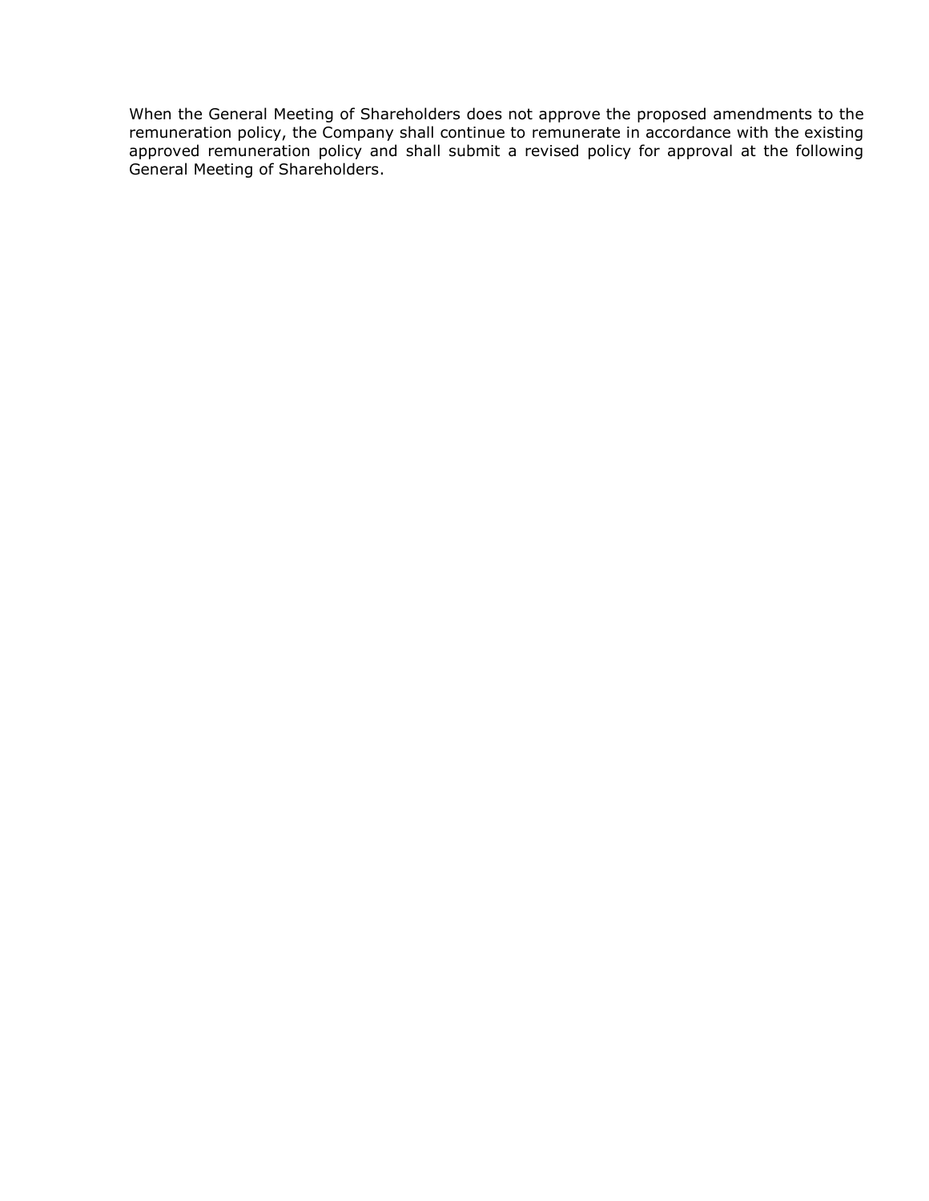When the General Meeting of Shareholders does not approve the proposed amendments to the remuneration policy, the Company shall continue to remunerate in accordance with the existing approved remuneration policy and shall submit a revised policy for approval at the following General Meeting of Shareholders.